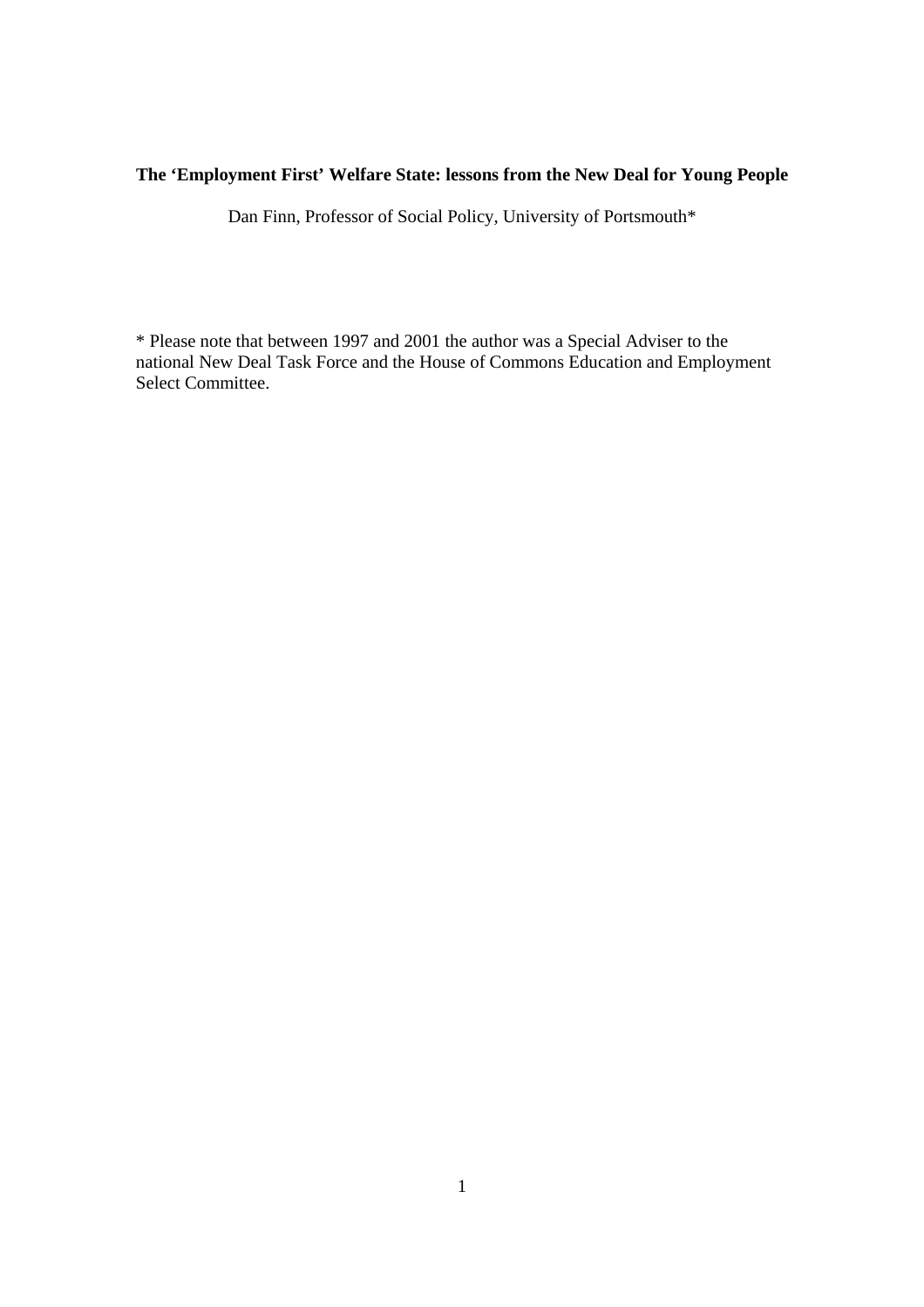# The 'Employment First' Welfare State: lessons from the New Deal for Young People

Dan Finn, Professor of Social Policy, University of Portsmouth*

\* Please note that between 1997 and 2001 the author was a Special Adviser to the national New Deal Task Force and the House of Commons Education and Employment Select Committee.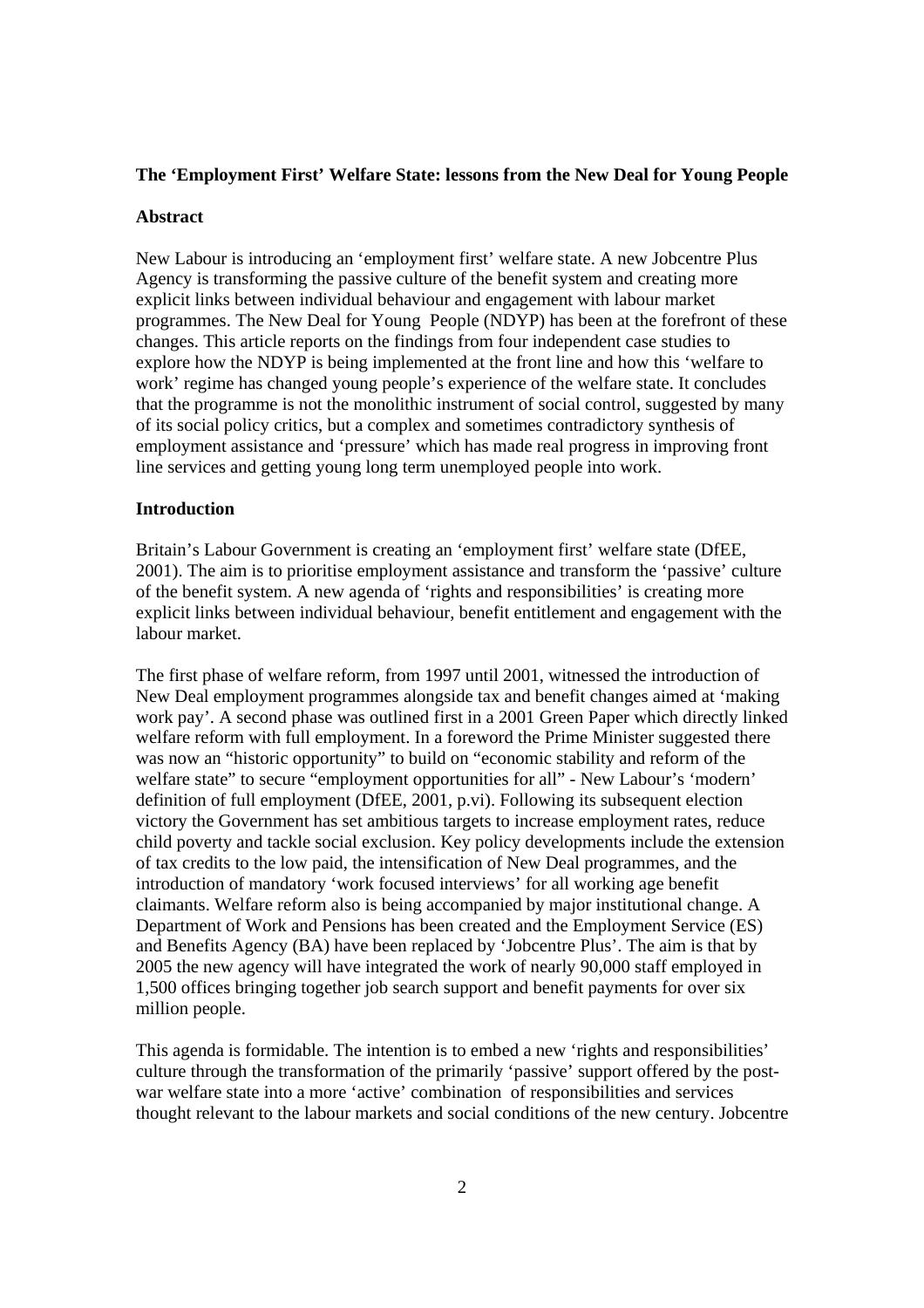**The 'Employment First' Welfare State: lessons from the New Deal for Young People**

**Abstract**

New Labour is introducing an 'employment first' welfare state. A new Jobcentre Plus Agency is transforming the passive culture of the benefit system and creating more explicit links between individual behaviour and engagement with labour market programmes. The New Deal for Young People (NDYP) has been at the forefront of these changes. This article reports on the findings from four independent case studies to explore how the NDYP is being implemented at the front line and how this 'welfare to work' regime has changed young people's experience of the welfare state. It concludes that the programme is not the monolithic instrument of social control, suggested by many of its social policy critics, but a complex and sometimes contradictory synthesis of employment assistance and 'pressure' which has made real progress in improving front line services and getting young long term unemployed people into work.

**Introduction**

Britain's Labour Government is creating an 'employment first' welfare state (DfEE, 2001). The aim is to prioritise employment assistance and transform the 'passive' culture of the benefit system. A new agenda of 'rights and responsibilities' is creating more explicit links between individual behaviour, benefit entitlement and engagement with the labour market.

The first phase of welfare reform, from 1997 until 2001, witnessed the introduction of New Deal employment programmes alongside tax and benefit changes aimed at 'making work pay'. A second phase was outlined first in a 2001 Green Paper which directly linked welfare reform with full employment. In a foreword the Prime Minister suggested there was now an "historic opportunity" to build on "economic stability and reform of the welfare state" to secure "employment opportunities for all" - New Labour's 'modern' definition of full employment (DfEE, 2001, p.vi). Following its subsequent election victory the Government has set ambitious targets to increase employment rates, reduce child poverty and tackle social exclusion. Key policy developments include the extension of tax credits to the low paid, the intensification of New Deal programmes, and the introduction of mandatory 'work focused interviews' for all working age benefit claimants. Welfare reform also is being accompanied by major institutional change. A Department of Work and Pensions has been created and the Employment Service (ES) and Benefits Agency (BA) have been replaced by 'Jobcentre Plus'. The aim is that by 2005 the new agency will have integrated the work of nearly 90,000 staff employed in 1,500 offices bringing together job search support and benefit payments for over six million people.

This agenda is formidable. The intention is to embed a new 'rights and responsibilities' culture through the transformation of the primarily 'passive' support offered by the post-war welfare state into a more 'active' combination of responsibilities and services thought relevant to the labour markets and social conditions of the new century. Jobcentre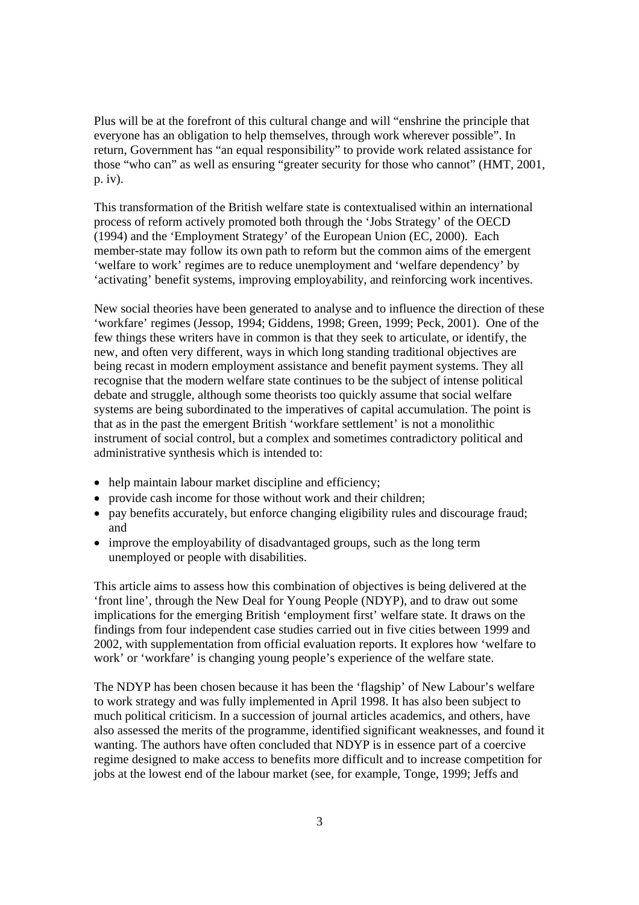Plus will be at the forefront of this cultural change and will "enshrine the principle that everyone has an obligation to help themselves, through work wherever possible". In return, Government has "an equal responsibility" to provide work related assistance for those "who can" as well as ensuring "greater security for those who cannot" (HMT, 2001, p. iv).

This transformation of the British welfare state is contextualised within an international process of reform actively promoted both through the 'Jobs Strategy' of the OECD (1994) and the 'Employment Strategy' of the European Union (EC, 2000). Each member-state may follow its own path to reform but the common aims of the emergent 'welfare to work' regimes are to reduce unemployment and 'welfare dependency' by 'activating' benefit systems, improving employability, and reinforcing work incentives.

New social theories have been generated to analyse and to influence the direction of these 'workfare' regimes (Jessop, 1994; Giddens, 1998; Green, 1999; Peck, 2001). One of the few things these writers have in common is that they seek to articulate, or identify, the new, and often very different, ways in which long standing traditional objectives are being recast in modern employment assistance and benefit payment systems. They all recognise that the modern welfare state continues to be the subject of intense political debate and struggle, although some theorists too quickly assume that social welfare systems are being subordinated to the imperatives of capital accumulation. The point is that as in the past the emergent British 'workfare settlement' is not a monolithic instrument of social control, but a complex and sometimes contradictory political and administrative synthesis which is intended to:

- help maintain labour market discipline and efficiency;
- provide cash income for those without work and their children;
- pay benefits accurately, but enforce changing eligibility rules and discourage fraud; and
- improve the employability of disadvantaged groups, such as the long term unemployed or people with disabilities.

This article aims to assess how this combination of objectives is being delivered at the 'front line', through the New Deal for Young People (NDYP), and to draw out some implications for the emerging British 'employment first' welfare state. It draws on the findings from four independent case studies carried out in five cities between 1999 and 2002, with supplementation from official evaluation reports. It explores how 'welfare to work' or 'workfare' is changing young people's experience of the welfare state.

The NDYP has been chosen because it has been the 'flagship' of New Labour's welfare to work strategy and was fully implemented in April 1998. It has also been subject to much political criticism. In a succession of journal articles academics, and others, have also assessed the merits of the programme, identified significant weaknesses, and found it wanting. The authors have often concluded that NDYP is in essence part of a coercive regime designed to make access to benefits more difficult and to increase competition for jobs at the lowest end of the labour market (see, for example, Tonge, 1999; Jeffs and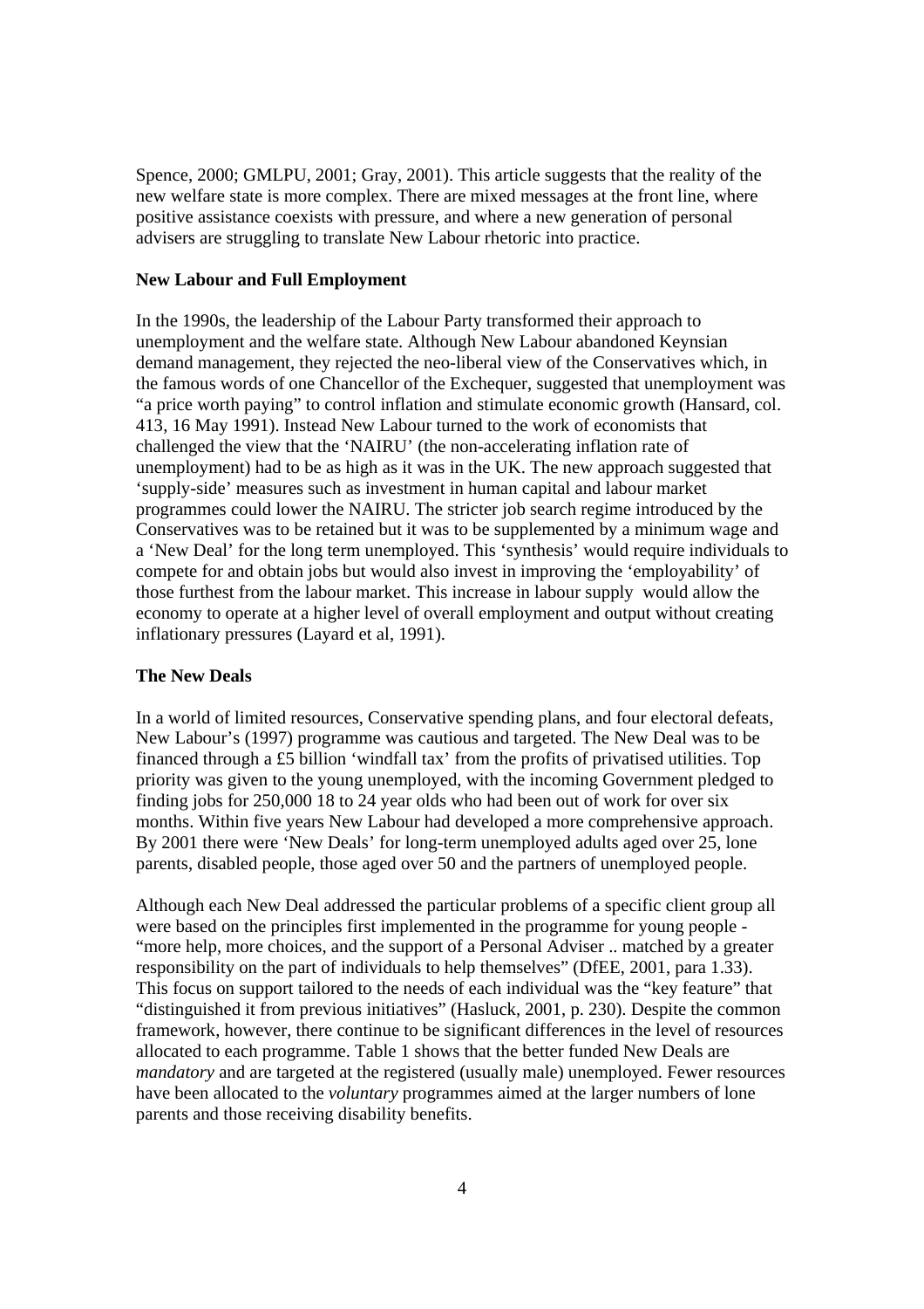Spence, 2000; GMLPU, 2001; Gray, 2001). This article suggests that the reality of the new welfare state is more complex. There are mixed messages at the front line, where positive assistance coexists with pressure, and where a new generation of personal advisers are struggling to translate New Labour rhetoric into practice.

**New Labour and Full Employment**

In the 1990s, the leadership of the Labour Party transformed their approach to unemployment and the welfare state. Although New Labour abandoned Keynsian demand management, they rejected the neo-liberal view of the Conservatives which, in the famous words of one Chancellor of the Exchequer, suggested that unemployment was "a price worth paying" to control inflation and stimulate economic growth (Hansard, col. 413, 16 May 1991). Instead New Labour turned to the work of economists that challenged the view that the 'NAIRU' (the non-accelerating inflation rate of unemployment) had to be as high as it was in the UK. The new approach suggested that 'supply-side' measures such as investment in human capital and labour market programmes could lower the NAIRU. The stricter job search regime introduced by the Conservatives was to be retained but it was to be supplemented by a minimum wage and a 'New Deal' for the long term unemployed. This 'synthesis' would require individuals to compete for and obtain jobs but would also invest in improving the 'employability' of those furthest from the labour market. This increase in labour supply would allow the economy to operate at a higher level of overall employment and output without creating inflationary pressures (Layard et al, 1991).

**The New Deals**

In a world of limited resources, Conservative spending plans, and four electoral defeats, New Labour's (1997) programme was cautious and targeted. The New Deal was to be financed through a £5 billion 'windfall tax' from the profits of privatised utilities. Top priority was given to the young unemployed, with the incoming Government pledged to finding jobs for 250,000 18 to 24 year olds who had been out of work for over six months. Within five years New Labour had developed a more comprehensive approach. By 2001 there were 'New Deals' for long-term unemployed adults aged over 25, lone parents, disabled people, those aged over 50 and the partners of unemployed people.

Although each New Deal addressed the particular problems of a specific client group all were based on the principles first implemented in the programme for young people - "more help, more choices, and the support of a Personal Adviser .. matched by a greater responsibility on the part of individuals to help themselves" (DfEE, 2001, para 1.33). This focus on support tailored to the needs of each individual was the "key feature" that "distinguished it from previous initiatives" (Hasluck, 2001, p. 230). Despite the common framework, however, there continue to be significant differences in the level of resources allocated to each programme. Table 1 shows that the better funded New Deals are *mandatory* and are targeted at the registered (usually male) unemployed. Fewer resources have been allocated to the *voluntary* programmes aimed at the larger numbers of lone parents and those receiving disability benefits.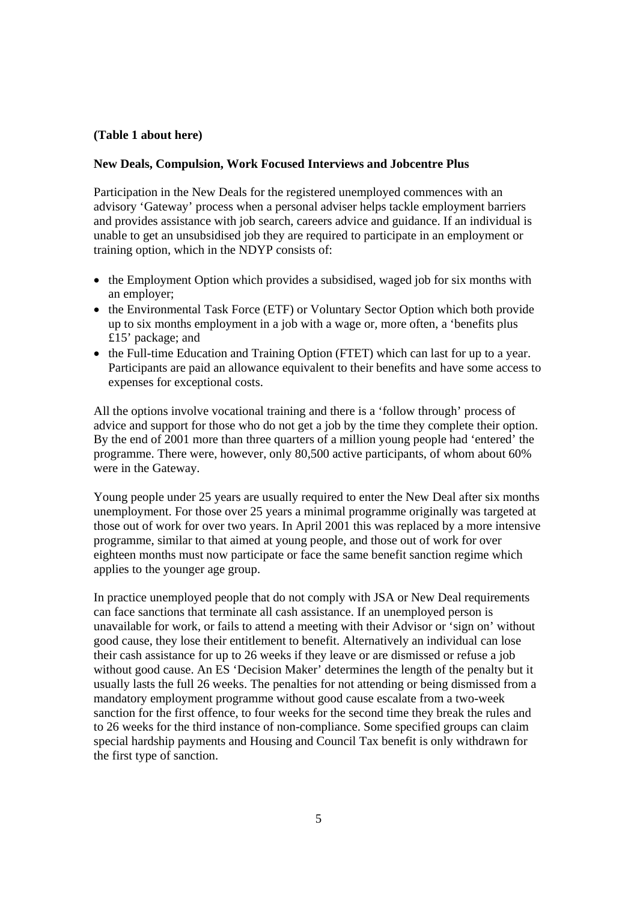**(Table 1 about here)**

## New Deals, Compulsion, Work Focused Interviews and Jobcentre Plus

Participation in the New Deals for the registered unemployed commences with an advisory 'Gateway' process when a personal adviser helps tackle employment barriers and provides assistance with job search, careers advice and guidance. If an individual is unable to get an unsubsidised job they are required to participate in an employment or training option, which in the NDYP consists of:

- the Employment Option which provides a subsidised, waged job for six months with an employer;
- the Environmental Task Force (ETF) or Voluntary Sector Option which both provide up to six months employment in a job with a wage or, more often, a 'benefits plus £15' package; and
- the Full-time Education and Training Option (FTET) which can last for up to a year. Participants are paid an allowance equivalent to their benefits and have some access to expenses for exceptional costs.

All the options involve vocational training and there is a 'follow through' process of advice and support for those who do not get a job by the time they complete their option. By the end of 2001 more than three quarters of a million young people had 'entered' the programme. There were, however, only 80,500 active participants, of whom about 60% were in the Gateway.

Young people under 25 years are usually required to enter the New Deal after six months unemployment. For those over 25 years a minimal programme originally was targeted at those out of work for over two years. In April 2001 this was replaced by a more intensive programme, similar to that aimed at young people, and those out of work for over eighteen months must now participate or face the same benefit sanction regime which applies to the younger age group.

In practice unemployed people that do not comply with JSA or New Deal requirements can face sanctions that terminate all cash assistance. If an unemployed person is unavailable for work, or fails to attend a meeting with their Advisor or 'sign on' without good cause, they lose their entitlement to benefit. Alternatively an individual can lose their cash assistance for up to 26 weeks if they leave or are dismissed or refuse a job without good cause. An ES 'Decision Maker' determines the length of the penalty but it usually lasts the full 26 weeks. The penalties for not attending or being dismissed from a mandatory employment programme without good cause escalate from a two-week sanction for the first offence, to four weeks for the second time they break the rules and to 26 weeks for the third instance of non-compliance. Some specified groups can claim special hardship payments and Housing and Council Tax benefit is only withdrawn for the first type of sanction.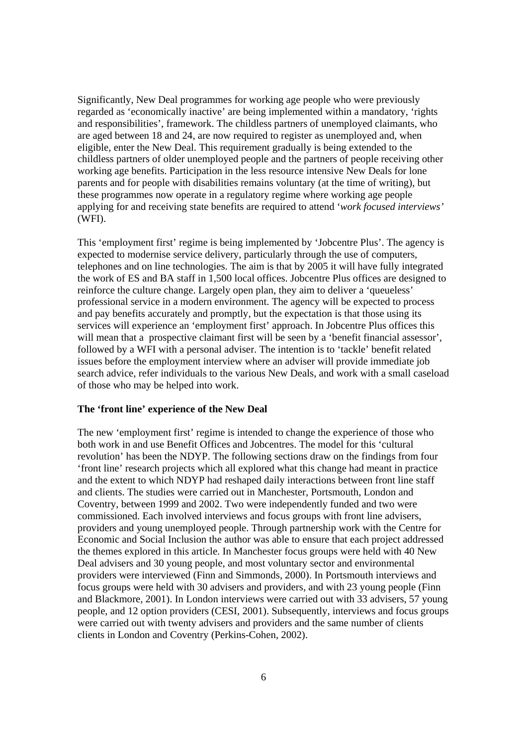Significantly, New Deal programmes for working age people who were previously regarded as 'economically inactive' are being implemented within a mandatory, 'rights and responsibilities', framework. The childless partners of unemployed claimants, who are aged between 18 and 24, are now required to register as unemployed and, when eligible, enter the New Deal. This requirement gradually is being extended to the childless partners of older unemployed people and the partners of people receiving other working age benefits. Participation in the less resource intensive New Deals for lone parents and for people with disabilities remains voluntary (at the time of writing), but these programmes now operate in a regulatory regime where working age people applying for and receiving state benefits are required to attend '*work focused interviews'* (WFI).

This 'employment first' regime is being implemented by 'Jobcentre Plus'. The agency is expected to modernise service delivery, particularly through the use of computers, telephones and on line technologies. The aim is that by 2005 it will have fully integrated the work of ES and BA staff in 1,500 local offices. Jobcentre Plus offices are designed to reinforce the culture change. Largely open plan, they aim to deliver a 'queueless' professional service in a modern environment. The agency will be expected to process and pay benefits accurately and promptly, but the expectation is that those using its services will experience an 'employment first' approach. In Jobcentre Plus offices this will mean that a prospective claimant first will be seen by a 'benefit financial assessor', followed by a WFI with a personal adviser. The intention is to 'tackle' benefit related issues before the employment interview where an adviser will provide immediate job search advice, refer individuals to the various New Deals, and work with a small caseload of those who may be helped into work.

**The 'front line' experience of the New Deal**

The new 'employment first' regime is intended to change the experience of those who both work in and use Benefit Offices and Jobcentres. The model for this 'cultural revolution' has been the NDYP. The following sections draw on the findings from four 'front line' research projects which all explored what this change had meant in practice and the extent to which NDYP had reshaped daily interactions between front line staff and clients. The studies were carried out in Manchester, Portsmouth, London and Coventry, between 1999 and 2002. Two were independently funded and two were commissioned. Each involved interviews and focus groups with front line advisers, providers and young unemployed people. Through partnership work with the Centre for Economic and Social Inclusion the author was able to ensure that each project addressed the themes explored in this article. In Manchester focus groups were held with 40 New Deal advisers and 30 young people, and most voluntary sector and environmental providers were interviewed (Finn and Simmonds, 2000). In Portsmouth interviews and focus groups were held with 30 advisers and providers, and with 23 young people (Finn and Blackmore, 2001). In London interviews were carried out with 33 advisers, 57 young people, and 12 option providers (CESI, 2001). Subsequently, interviews and focus groups were carried out with twenty advisers and providers and the same number of clients clients in London and Coventry (Perkins-Cohen, 2002).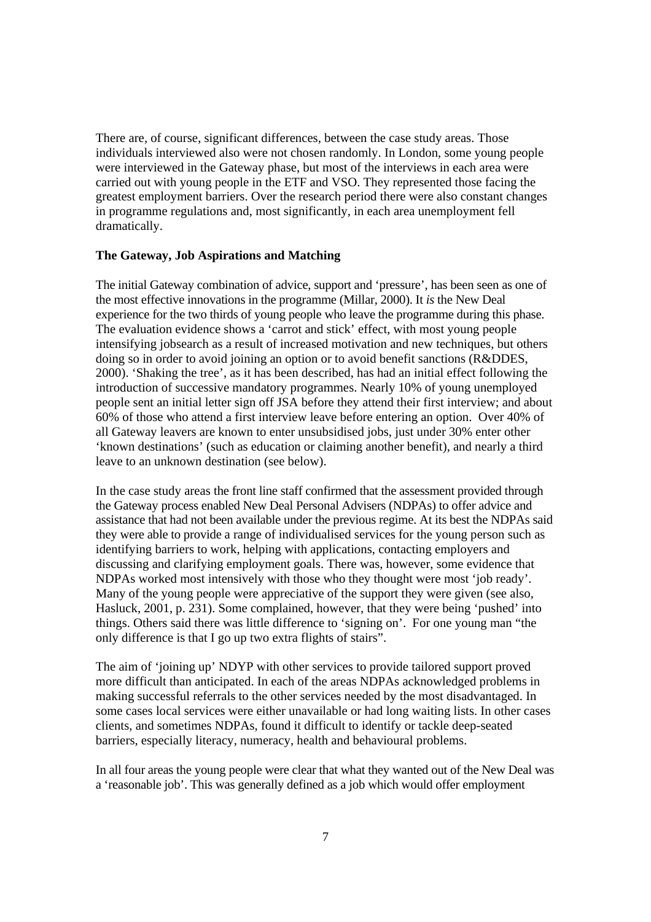There are, of course, significant differences, between the case study areas. Those individuals interviewed also were not chosen randomly. In London, some young people were interviewed in the Gateway phase, but most of the interviews in each area were carried out with young people in the ETF and VSO. They represented those facing the greatest employment barriers. Over the research period there were also constant changes in programme regulations and, most significantly, in each area unemployment fell dramatically.

**The Gateway, Job Aspirations and Matching**

The initial Gateway combination of advice, support and 'pressure', has been seen as one of the most effective innovations in the programme (Millar, 2000). It *is* the New Deal experience for the two thirds of young people who leave the programme during this phase. The evaluation evidence shows a 'carrot and stick' effect, with most young people intensifying jobsearch as a result of increased motivation and new techniques, but others doing so in order to avoid joining an option or to avoid benefit sanctions (R&DDES, 2000). 'Shaking the tree', as it has been described, has had an initial effect following the introduction of successive mandatory programmes. Nearly 10% of young unemployed people sent an initial letter sign off JSA before they attend their first interview; and about 60% of those who attend a first interview leave before entering an option. Over 40% of all Gateway leavers are known to enter unsubsidised jobs, just under 30% enter other 'known destinations' (such as education or claiming another benefit), and nearly a third leave to an unknown destination (see below).

In the case study areas the front line staff confirmed that the assessment provided through the Gateway process enabled New Deal Personal Advisers (NDPAs) to offer advice and assistance that had not been available under the previous regime. At its best the NDPAs said they were able to provide a range of individualised services for the young person such as identifying barriers to work, helping with applications, contacting employers and discussing and clarifying employment goals. There was, however, some evidence that NDPAs worked most intensively with those who they thought were most 'job ready'. Many of the young people were appreciative of the support they were given (see also, Hasluck, 2001, p. 231). Some complained, however, that they were being 'pushed' into things. Others said there was little difference to 'signing on'. For one young man "the only difference is that I go up two extra flights of stairs".

The aim of 'joining up' NDYP with other services to provide tailored support proved more difficult than anticipated. In each of the areas NDPAs acknowledged problems in making successful referrals to the other services needed by the most disadvantaged. In some cases local services were either unavailable or had long waiting lists. In other cases clients, and sometimes NDPAs, found it difficult to identify or tackle deep-seated barriers, especially literacy, numeracy, health and behavioural problems.

In all four areas the young people were clear that what they wanted out of the New Deal was a 'reasonable job'. This was generally defined as a job which would offer employment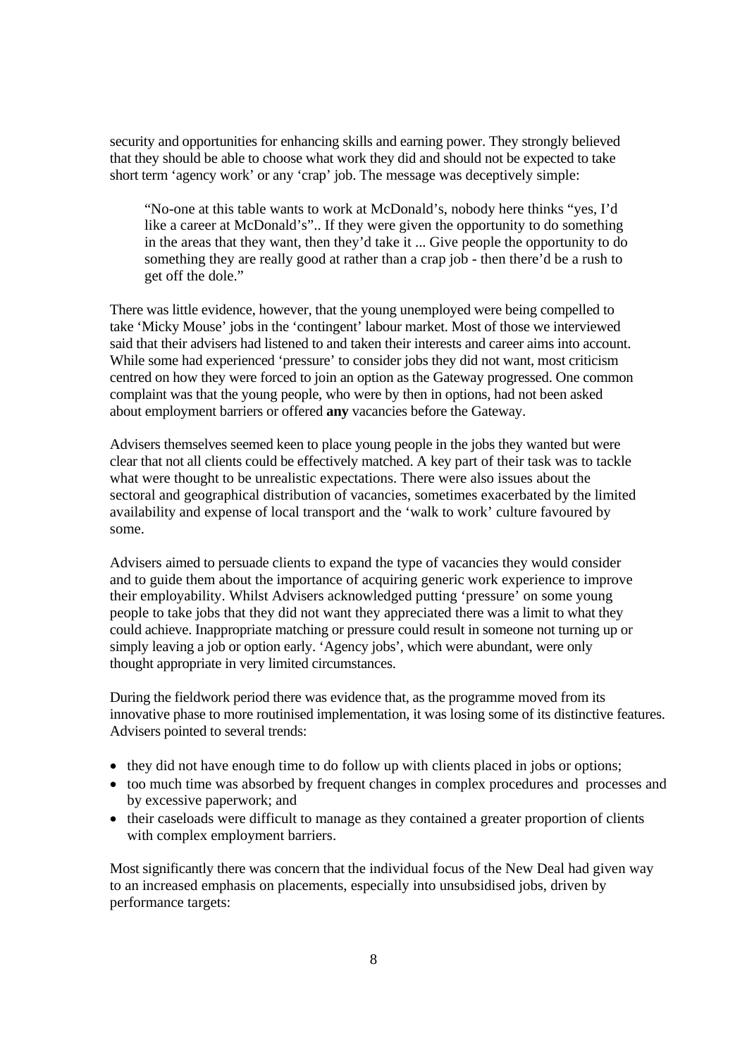security and opportunities for enhancing skills and earning power. They strongly believed that they should be able to choose what work they did and should not be expected to take short term 'agency work' or any 'crap' job. The message was deceptively simple:

> "No-one at this table wants to work at McDonald's, nobody here thinks "yes, I'd like a career at McDonald's".. If they were given the opportunity to do something in the areas that they want, then they'd take it ... Give people the opportunity to do something they are really good at rather than a crap job - then there'd be a rush to get off the dole."

There was little evidence, however, that the young unemployed were being compelled to take 'Micky Mouse' jobs in the 'contingent' labour market. Most of those we interviewed said that their advisers had listened to and taken their interests and career aims into account. While some had experienced 'pressure' to consider jobs they did not want, most criticism centred on how they were forced to join an option as the Gateway progressed. One common complaint was that the young people, who were by then in options, had not been asked about employment barriers or offered **any** vacancies before the Gateway.

Advisers themselves seemed keen to place young people in the jobs they wanted but were clear that not all clients could be effectively matched. A key part of their task was to tackle what were thought to be unrealistic expectations. There were also issues about the sectoral and geographical distribution of vacancies, sometimes exacerbated by the limited availability and expense of local transport and the 'walk to work' culture favoured by some.

Advisers aimed to persuade clients to expand the type of vacancies they would consider and to guide them about the importance of acquiring generic work experience to improve their employability. Whilst Advisers acknowledged putting 'pressure' on some young people to take jobs that they did not want they appreciated there was a limit to what they could achieve. Inappropriate matching or pressure could result in someone not turning up or simply leaving a job or option early. 'Agency jobs', which were abundant, were only thought appropriate in very limited circumstances.

During the fieldwork period there was evidence that, as the programme moved from its innovative phase to more routinised implementation, it was losing some of its distinctive features. Advisers pointed to several trends:

- they did not have enough time to do follow up with clients placed in jobs or options;
- too much time was absorbed by frequent changes in complex procedures and processes and by excessive paperwork; and
- their caseloads were difficult to manage as they contained a greater proportion of clients with complex employment barriers.

Most significantly there was concern that the individual focus of the New Deal had given way to an increased emphasis on placements, especially into unsubsidised jobs, driven by performance targets: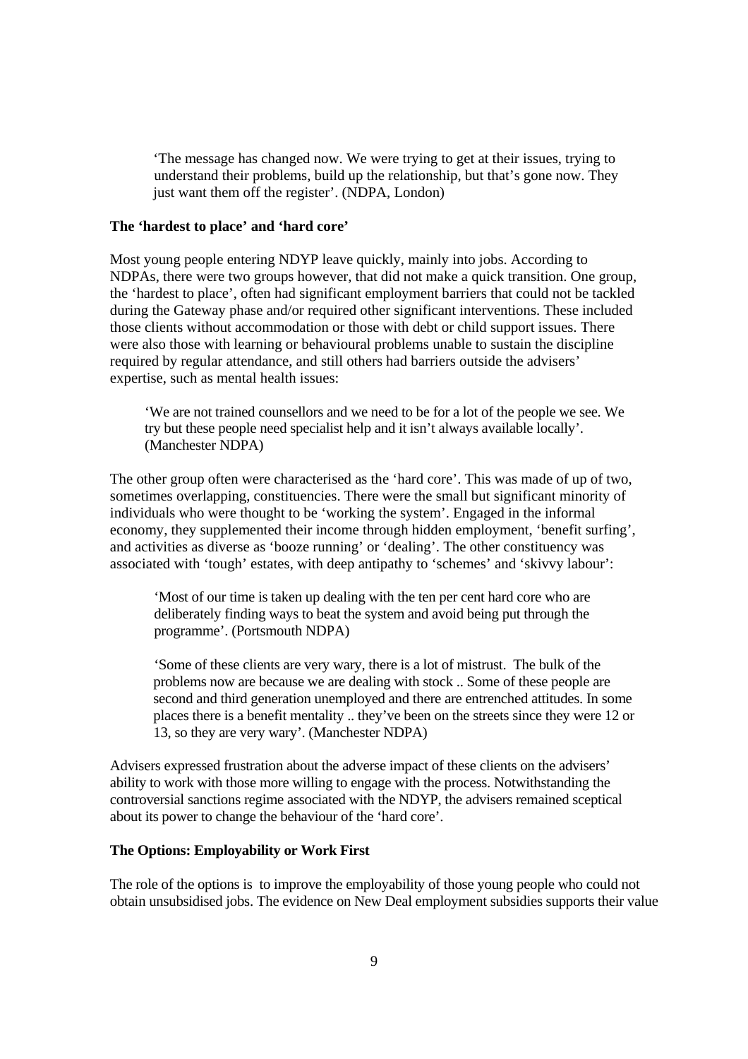> 'The message has changed now. We were trying to get at their issues, trying to understand their problems, build up the relationship, but that's gone now. They just want them off the register'. (NDPA, London)

**The 'hardest to place' and 'hard core'**

Most young people entering NDYP leave quickly, mainly into jobs. According to NDPAs, there were two groups however, that did not make a quick transition. One group, the 'hardest to place', often had significant employment barriers that could not be tackled during the Gateway phase and/or required other significant interventions. These included those clients without accommodation or those with debt or child support issues. There were also those with learning or behavioural problems unable to sustain the discipline required by regular attendance, and still others had barriers outside the advisers' expertise, such as mental health issues:

> 'We are not trained counsellors and we need to be for a lot of the people we see. We try but these people need specialist help and it isn't always available locally'. (Manchester NDPA)

The other group often were characterised as the 'hard core'. This was made of up of two, sometimes overlapping, constituencies. There were the small but significant minority of individuals who were thought to be 'working the system'. Engaged in the informal economy, they supplemented their income through hidden employment, 'benefit surfing', and activities as diverse as 'booze running' or 'dealing'. The other constituency was associated with 'tough' estates, with deep antipathy to 'schemes' and 'skivvy labour':

> 'Most of our time is taken up dealing with the ten per cent hard core who are deliberately finding ways to beat the system and avoid being put through the programme'. (Portsmouth NDPA)

> 'Some of these clients are very wary, there is a lot of mistrust. The bulk of the problems now are because we are dealing with stock .. Some of these people are second and third generation unemployed and there are entrenched attitudes. In some places there is a benefit mentality .. they've been on the streets since they were 12 or 13, so they are very wary'. (Manchester NDPA)

Advisers expressed frustration about the adverse impact of these clients on the advisers' ability to work with those more willing to engage with the process. Notwithstanding the controversial sanctions regime associated with the NDYP, the advisers remained sceptical about its power to change the behaviour of the 'hard core'.

**The Options: Employability or Work First**

The role of the options is to improve the employability of those young people who could not obtain unsubsidised jobs. The evidence on New Deal employment subsidies supports their value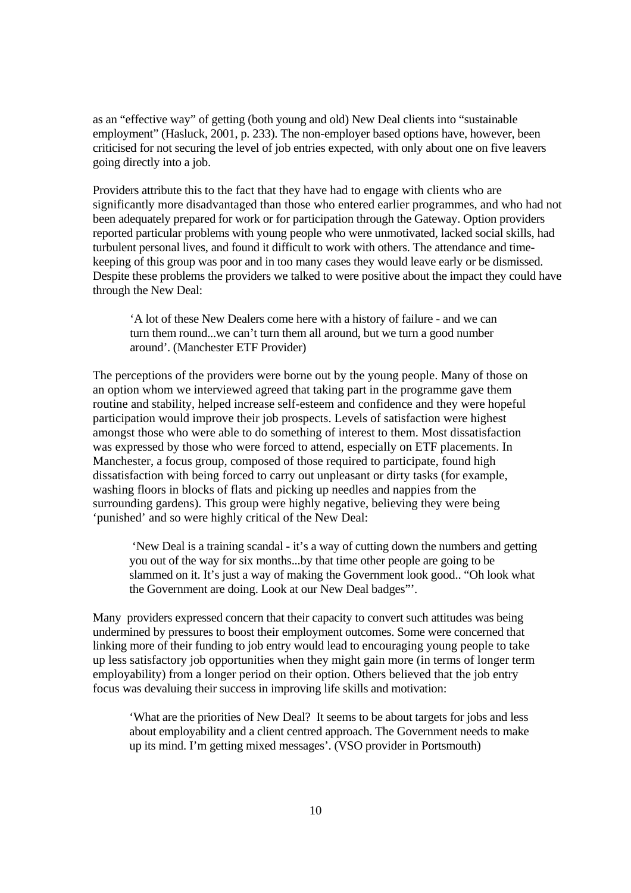as an "effective way" of getting (both young and old) New Deal clients into "sustainable employment" (Hasluck, 2001, p. 233). The non-employer based options have, however, been criticised for not securing the level of job entries expected, with only about one on five leavers going directly into a job.

Providers attribute this to the fact that they have had to engage with clients who are significantly more disadvantaged than those who entered earlier programmes, and who had not been adequately prepared for work or for participation through the Gateway. Option providers reported particular problems with young people who were unmotivated, lacked social skills, had turbulent personal lives, and found it difficult to work with others. The attendance and time-keeping of this group was poor and in too many cases they would leave early or be dismissed. Despite these problems the providers we talked to were positive about the impact they could have through the New Deal:

> 'A lot of these New Dealers come here with a history of failure - and we can turn them round...we can't turn them all around, but we turn a good number around'. (Manchester ETF Provider)

The perceptions of the providers were borne out by the young people. Many of those on an option whom we interviewed agreed that taking part in the programme gave them routine and stability, helped increase self-esteem and confidence and they were hopeful participation would improve their job prospects. Levels of satisfaction were highest amongst those who were able to do something of interest to them. Most dissatisfaction was expressed by those who were forced to attend, especially on ETF placements. In Manchester, a focus group, composed of those required to participate, found high dissatisfaction with being forced to carry out unpleasant or dirty tasks (for example, washing floors in blocks of flats and picking up needles and nappies from the surrounding gardens). This group were highly negative, believing they were being 'punished' and so were highly critical of the New Deal:

> 'New Deal is a training scandal - it's a way of cutting down the numbers and getting you out of the way for six months...by that time other people are going to be slammed on it. It's just a way of making the Government look good.. "Oh look what the Government are doing. Look at our New Deal badges"'.

Many providers expressed concern that their capacity to convert such attitudes was being undermined by pressures to boost their employment outcomes. Some were concerned that linking more of their funding to job entry would lead to encouraging young people to take up less satisfactory job opportunities when they might gain more (in terms of longer term employability) from a longer period on their option. Others believed that the job entry focus was devaluing their success in improving life skills and motivation:

> 'What are the priorities of New Deal? It seems to be about targets for jobs and less about employability and a client centred approach. The Government needs to make up its mind. I'm getting mixed messages'. (VSO provider in Portsmouth)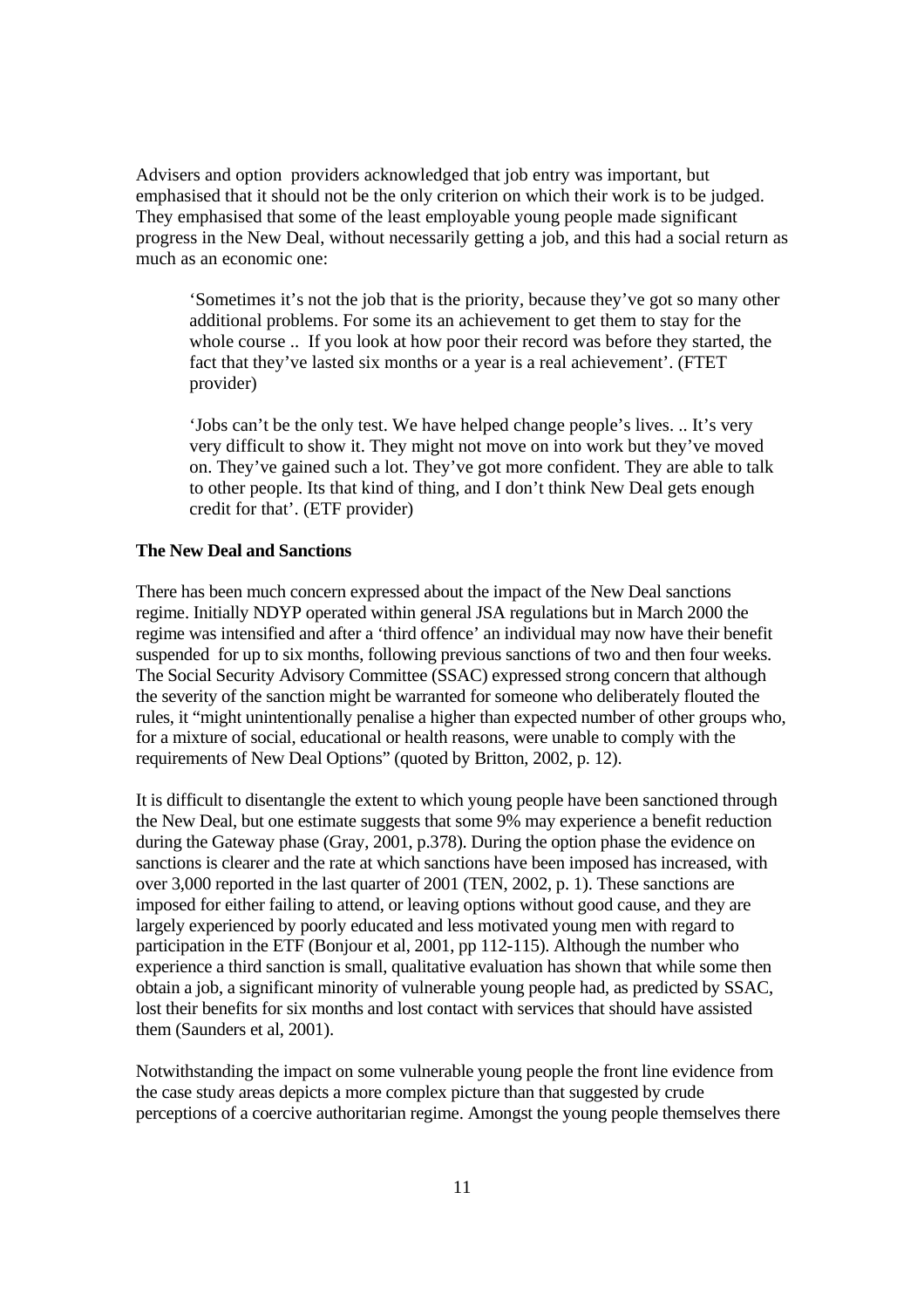Advisers and option providers acknowledged that job entry was important, but emphasised that it should not be the only criterion on which their work is to be judged. They emphasised that some of the least employable young people made significant progress in the New Deal, without necessarily getting a job, and this had a social return as much as an economic one:

> 'Sometimes it's not the job that is the priority, because they've got so many other additional problems. For some its an achievement to get them to stay for the whole course .. If you look at how poor their record was before they started, the fact that they've lasted six months or a year is a real achievement'. (FTET provider)

> 'Jobs can't be the only test. We have helped change people's lives. .. It's very very difficult to show it. They might not move on into work but they've moved on. They've gained such a lot. They've got more confident. They are able to talk to other people. Its that kind of thing, and I don't think New Deal gets enough credit for that'. (ETF provider)

**The New Deal and Sanctions**

There has been much concern expressed about the impact of the New Deal sanctions regime. Initially NDYP operated within general JSA regulations but in March 2000 the regime was intensified and after a 'third offence' an individual may now have their benefit suspended for up to six months, following previous sanctions of two and then four weeks. The Social Security Advisory Committee (SSAC) expressed strong concern that although the severity of the sanction might be warranted for someone who deliberately flouted the rules, it "might unintentionally penalise a higher than expected number of other groups who, for a mixture of social, educational or health reasons, were unable to comply with the requirements of New Deal Options" (quoted by Britton, 2002, p. 12).

It is difficult to disentangle the extent to which young people have been sanctioned through the New Deal, but one estimate suggests that some 9% may experience a benefit reduction during the Gateway phase (Gray, 2001, p.378). During the option phase the evidence on sanctions is clearer and the rate at which sanctions have been imposed has increased, with over 3,000 reported in the last quarter of 2001 (TEN, 2002, p. 1). These sanctions are imposed for either failing to attend, or leaving options without good cause, and they are largely experienced by poorly educated and less motivated young men with regard to participation in the ETF (Bonjour et al, 2001, pp 112-115). Although the number who experience a third sanction is small, qualitative evaluation has shown that while some then obtain a job, a significant minority of vulnerable young people had, as predicted by SSAC, lost their benefits for six months and lost contact with services that should have assisted them (Saunders et al, 2001).

Notwithstanding the impact on some vulnerable young people the front line evidence from the case study areas depicts a more complex picture than that suggested by crude perceptions of a coercive authoritarian regime. Amongst the young people themselves there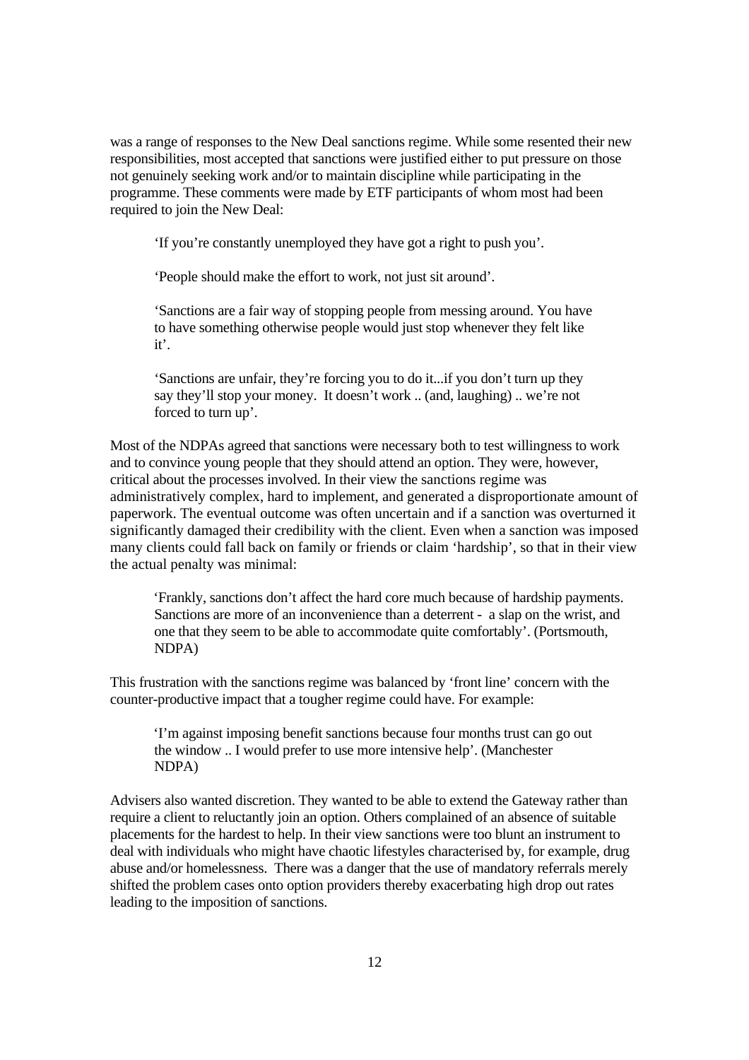was a range of responses to the New Deal sanctions regime. While some resented their new responsibilities, most accepted that sanctions were justified either to put pressure on those not genuinely seeking work and/or to maintain discipline while participating in the programme. These comments were made by ETF participants of whom most had been required to join the New Deal:

> 'If you're constantly unemployed they have got a right to push you'.
>
> 'People should make the effort to work, not just sit around'.
>
> 'Sanctions are a fair way of stopping people from messing around. You have to have something otherwise people would just stop whenever they felt like it'.
>
> 'Sanctions are unfair, they're forcing you to do it...if you don't turn up they say they'll stop your money. It doesn't work .. (and, laughing) .. we're not forced to turn up'.

Most of the NDPAs agreed that sanctions were necessary both to test willingness to work and to convince young people that they should attend an option. They were, however, critical about the processes involved. In their view the sanctions regime was administratively complex, hard to implement, and generated a disproportionate amount of paperwork. The eventual outcome was often uncertain and if a sanction was overturned it significantly damaged their credibility with the client. Even when a sanction was imposed many clients could fall back on family or friends or claim 'hardship', so that in their view the actual penalty was minimal:

> 'Frankly, sanctions don't affect the hard core much because of hardship payments. Sanctions are more of an inconvenience than a deterrent - a slap on the wrist, and one that they seem to be able to accommodate quite comfortably'. (Portsmouth, NDPA)

This frustration with the sanctions regime was balanced by 'front line' concern with the counter-productive impact that a tougher regime could have. For example:

> 'I'm against imposing benefit sanctions because four months trust can go out the window .. I would prefer to use more intensive help'. (Manchester NDPA)

Advisers also wanted discretion. They wanted to be able to extend the Gateway rather than require a client to reluctantly join an option. Others complained of an absence of suitable placements for the hardest to help. In their view sanctions were too blunt an instrument to deal with individuals who might have chaotic lifestyles characterised by, for example, drug abuse and/or homelessness. There was a danger that the use of mandatory referrals merely shifted the problem cases onto option providers thereby exacerbating high drop out rates leading to the imposition of sanctions.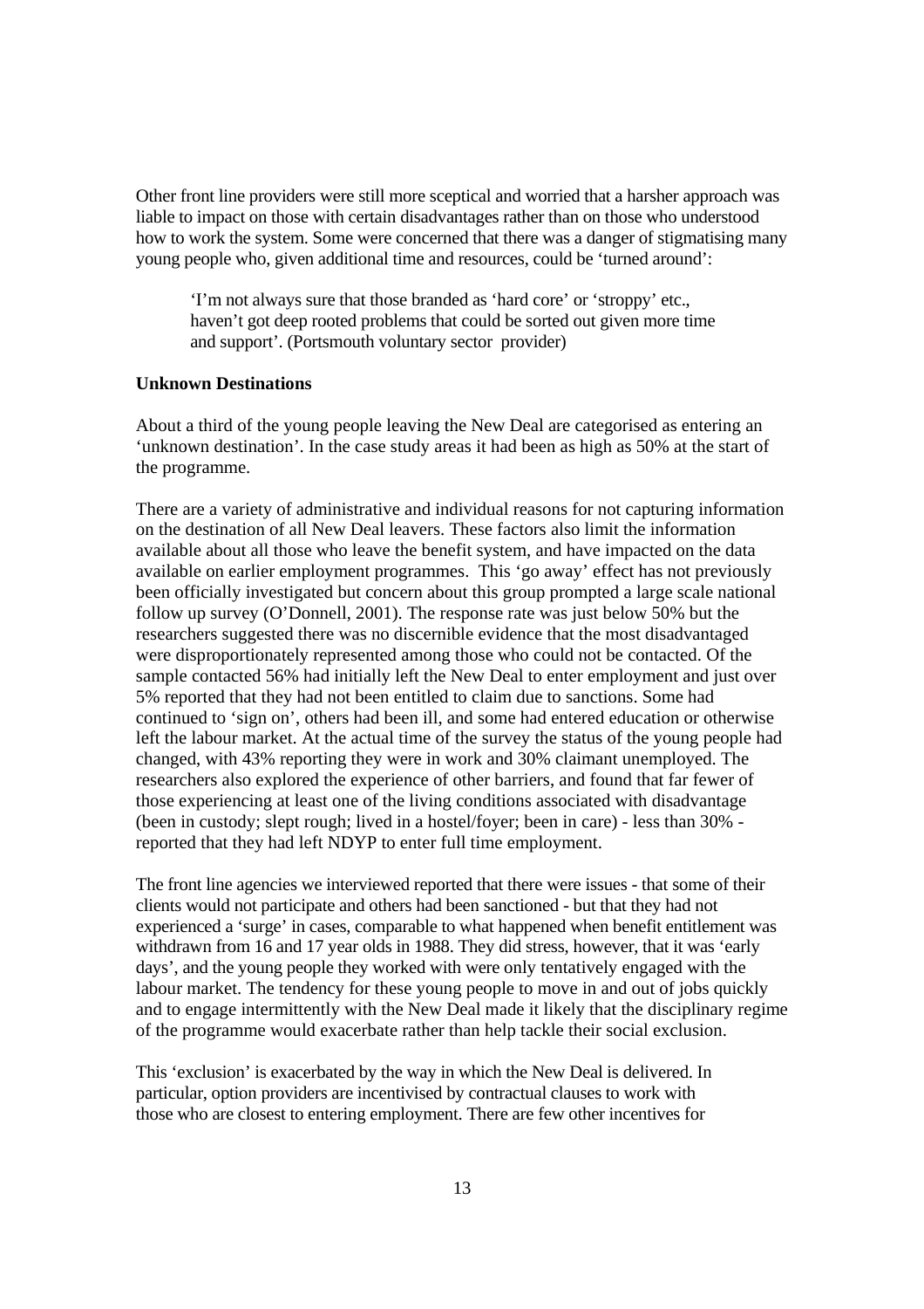Other front line providers were still more sceptical and worried that a harsher approach was liable to impact on those with certain disadvantages rather than on those who understood how to work the system. Some were concerned that there was a danger of stigmatising many young people who, given additional time and resources, could be 'turned around':

> 'I'm not always sure that those branded as 'hard core' or 'stroppy' etc., haven't got deep rooted problems that could be sorted out given more time and support'. (Portsmouth voluntary sector provider)

**Unknown Destinations**

About a third of the young people leaving the New Deal are categorised as entering an 'unknown destination'. In the case study areas it had been as high as 50% at the start of the programme.

There are a variety of administrative and individual reasons for not capturing information on the destination of all New Deal leavers. These factors also limit the information available about all those who leave the benefit system, and have impacted on the data available on earlier employment programmes. This 'go away' effect has not previously been officially investigated but concern about this group prompted a large scale national follow up survey (O'Donnell, 2001). The response rate was just below 50% but the researchers suggested there was no discernible evidence that the most disadvantaged were disproportionately represented among those who could not be contacted. Of the sample contacted 56% had initially left the New Deal to enter employment and just over 5% reported that they had not been entitled to claim due to sanctions. Some had continued to 'sign on', others had been ill, and some had entered education or otherwise left the labour market. At the actual time of the survey the status of the young people had changed, with 43% reporting they were in work and 30% claimant unemployed. The researchers also explored the experience of other barriers, and found that far fewer of those experiencing at least one of the living conditions associated with disadvantage (been in custody; slept rough; lived in a hostel/foyer; been in care) - less than 30% - reported that they had left NDYP to enter full time employment.

The front line agencies we interviewed reported that there were issues - that some of their clients would not participate and others had been sanctioned - but that they had not experienced a 'surge' in cases, comparable to what happened when benefit entitlement was withdrawn from 16 and 17 year olds in 1988. They did stress, however, that it was 'early days', and the young people they worked with were only tentatively engaged with the labour market. The tendency for these young people to move in and out of jobs quickly and to engage intermittently with the New Deal made it likely that the disciplinary regime of the programme would exacerbate rather than help tackle their social exclusion.

This 'exclusion' is exacerbated by the way in which the New Deal is delivered. In particular, option providers are incentivised by contractual clauses to work with those who are closest to entering employment. There are few other incentives for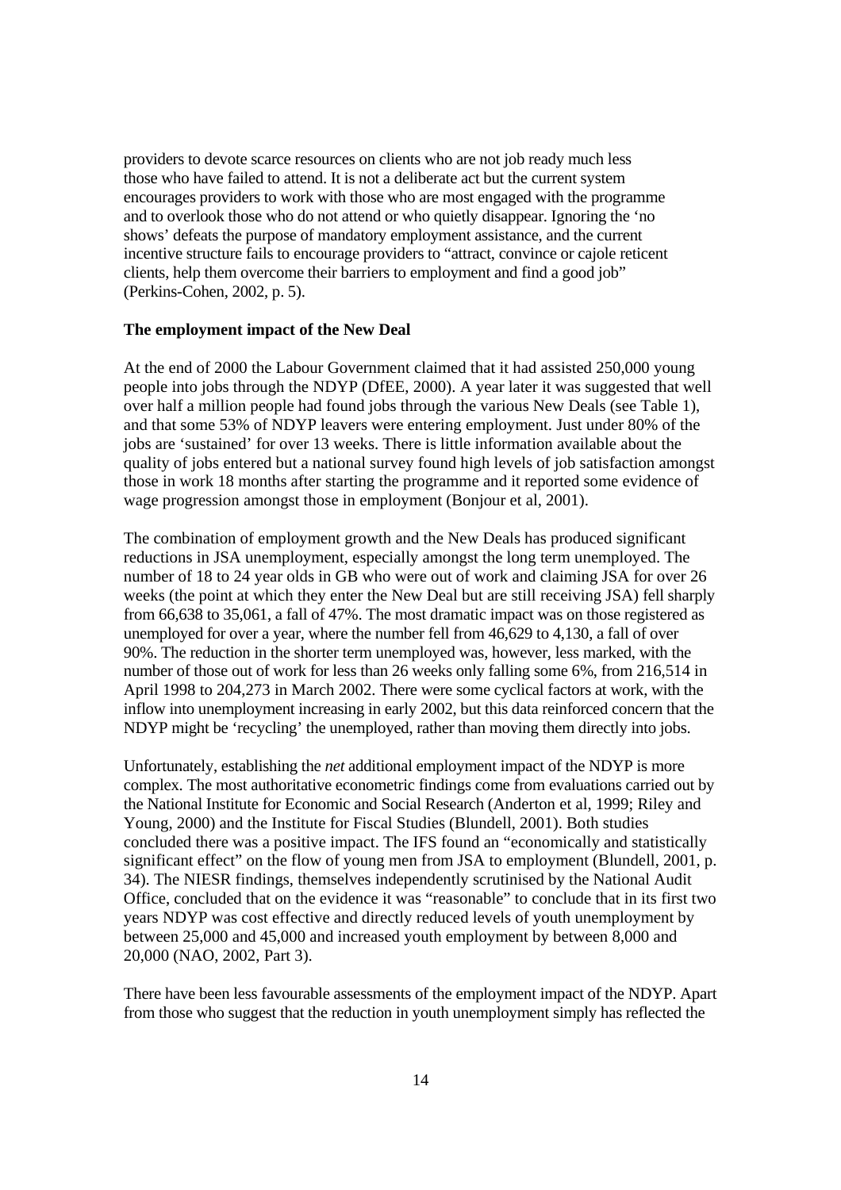providers to devote scarce resources on clients who are not job ready much less those who have failed to attend. It is not a deliberate act but the current system encourages providers to work with those who are most engaged with the programme and to overlook those who do not attend or who quietly disappear. Ignoring the 'no shows' defeats the purpose of mandatory employment assistance, and the current incentive structure fails to encourage providers to "attract, convince or cajole reticent clients, help them overcome their barriers to employment and find a good job" (Perkins-Cohen, 2002, p. 5).

**The employment impact of the New Deal**

At the end of 2000 the Labour Government claimed that it had assisted 250,000 young people into jobs through the NDYP (DfEE, 2000). A year later it was suggested that well over half a million people had found jobs through the various New Deals (see Table 1), and that some 53% of NDYP leavers were entering employment. Just under 80% of the jobs are 'sustained' for over 13 weeks. There is little information available about the quality of jobs entered but a national survey found high levels of job satisfaction amongst those in work 18 months after starting the programme and it reported some evidence of wage progression amongst those in employment (Bonjour et al, 2001).

The combination of employment growth and the New Deals has produced significant reductions in JSA unemployment, especially amongst the long term unemployed. The number of 18 to 24 year olds in GB who were out of work and claiming JSA for over 26 weeks (the point at which they enter the New Deal but are still receiving JSA) fell sharply from 66,638 to 35,061, a fall of 47%. The most dramatic impact was on those registered as unemployed for over a year, where the number fell from 46,629 to 4,130, a fall of over 90%. The reduction in the shorter term unemployed was, however, less marked, with the number of those out of work for less than 26 weeks only falling some 6%, from 216,514 in April 1998 to 204,273 in March 2002. There were some cyclical factors at work, with the inflow into unemployment increasing in early 2002, but this data reinforced concern that the NDYP might be 'recycling' the unemployed, rather than moving them directly into jobs.

Unfortunately, establishing the *net* additional employment impact of the NDYP is more complex. The most authoritative econometric findings come from evaluations carried out by the National Institute for Economic and Social Research (Anderton et al, 1999; Riley and Young, 2000) and the Institute for Fiscal Studies (Blundell, 2001). Both studies concluded there was a positive impact. The IFS found an "economically and statistically significant effect" on the flow of young men from JSA to employment (Blundell, 2001, p. 34). The NIESR findings, themselves independently scrutinised by the National Audit Office, concluded that on the evidence it was "reasonable" to conclude that in its first two years NDYP was cost effective and directly reduced levels of youth unemployment by between 25,000 and 45,000 and increased youth employment by between 8,000 and 20,000 (NAO, 2002, Part 3).

There have been less favourable assessments of the employment impact of the NDYP. Apart from those who suggest that the reduction in youth unemployment simply has reflected the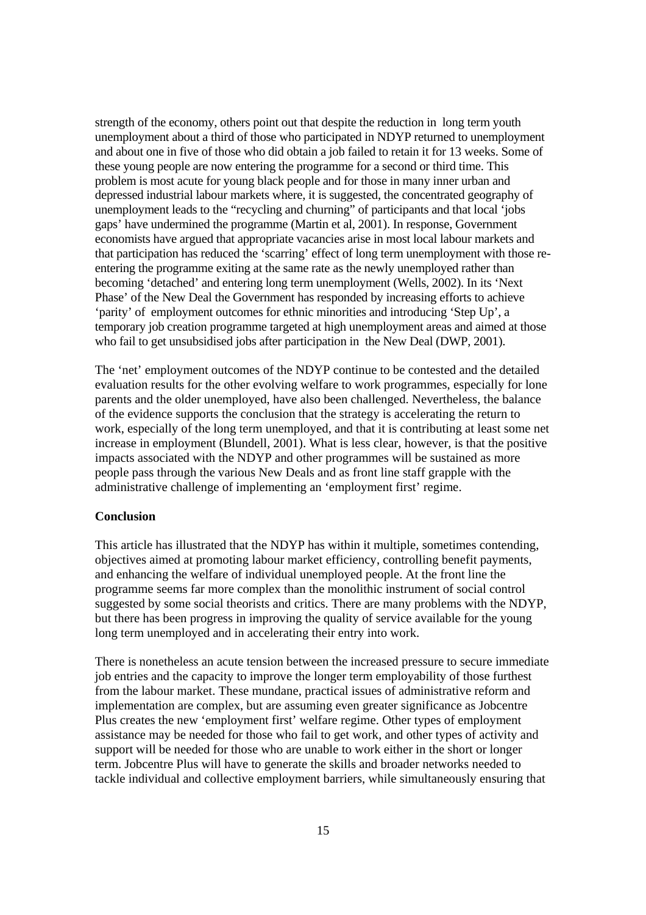strength of the economy, others point out that despite the reduction in long term youth unemployment about a third of those who participated in NDYP returned to unemployment and about one in five of those who did obtain a job failed to retain it for 13 weeks. Some of these young people are now entering the programme for a second or third time. This problem is most acute for young black people and for those in many inner urban and depressed industrial labour markets where, it is suggested, the concentrated geography of unemployment leads to the "recycling and churning" of participants and that local 'jobs gaps' have undermined the programme (Martin et al, 2001). In response, Government economists have argued that appropriate vacancies arise in most local labour markets and that participation has reduced the 'scarring' effect of long term unemployment with those re-entering the programme exiting at the same rate as the newly unemployed rather than becoming 'detached' and entering long term unemployment (Wells, 2002). In its 'Next Phase' of the New Deal the Government has responded by increasing efforts to achieve 'parity' of employment outcomes for ethnic minorities and introducing 'Step Up', a temporary job creation programme targeted at high unemployment areas and aimed at those who fail to get unsubsidised jobs after participation in the New Deal (DWP, 2001).

The 'net' employment outcomes of the NDYP continue to be contested and the detailed evaluation results for the other evolving welfare to work programmes, especially for lone parents and the older unemployed, have also been challenged. Nevertheless, the balance of the evidence supports the conclusion that the strategy is accelerating the return to work, especially of the long term unemployed, and that it is contributing at least some net increase in employment (Blundell, 2001). What is less clear, however, is that the positive impacts associated with the NDYP and other programmes will be sustained as more people pass through the various New Deals and as front line staff grapple with the administrative challenge of implementing an 'employment first' regime.

**Conclusion**

This article has illustrated that the NDYP has within it multiple, sometimes contending, objectives aimed at promoting labour market efficiency, controlling benefit payments, and enhancing the welfare of individual unemployed people. At the front line the programme seems far more complex than the monolithic instrument of social control suggested by some social theorists and critics. There are many problems with the NDYP, but there has been progress in improving the quality of service available for the young long term unemployed and in accelerating their entry into work.

There is nonetheless an acute tension between the increased pressure to secure immediate job entries and the capacity to improve the longer term employability of those furthest from the labour market. These mundane, practical issues of administrative reform and implementation are complex, but are assuming even greater significance as Jobcentre Plus creates the new 'employment first' welfare regime. Other types of employment assistance may be needed for those who fail to get work, and other types of activity and support will be needed for those who are unable to work either in the short or longer term. Jobcentre Plus will have to generate the skills and broader networks needed to tackle individual and collective employment barriers, while simultaneously ensuring that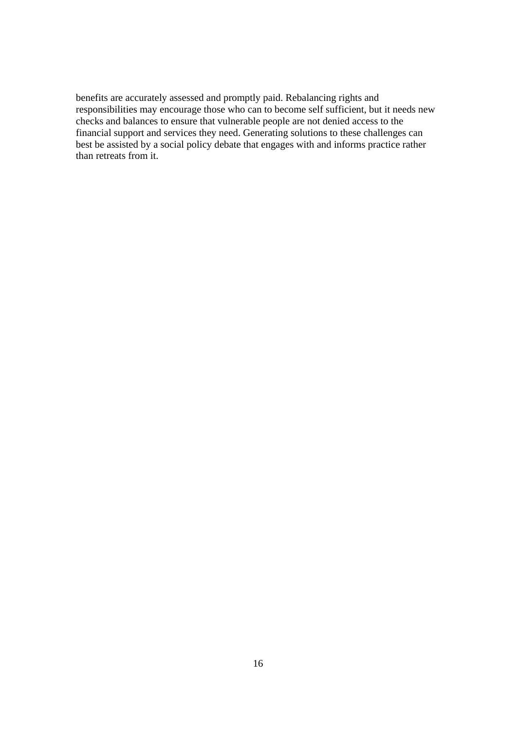benefits are accurately assessed and promptly paid. Rebalancing rights and responsibilities may encourage those who can to become self sufficient, but it needs new checks and balances to ensure that vulnerable people are not denied access to the financial support and services they need. Generating solutions to these challenges can best be assisted by a social policy debate that engages with and informs practice rather than retreats from it.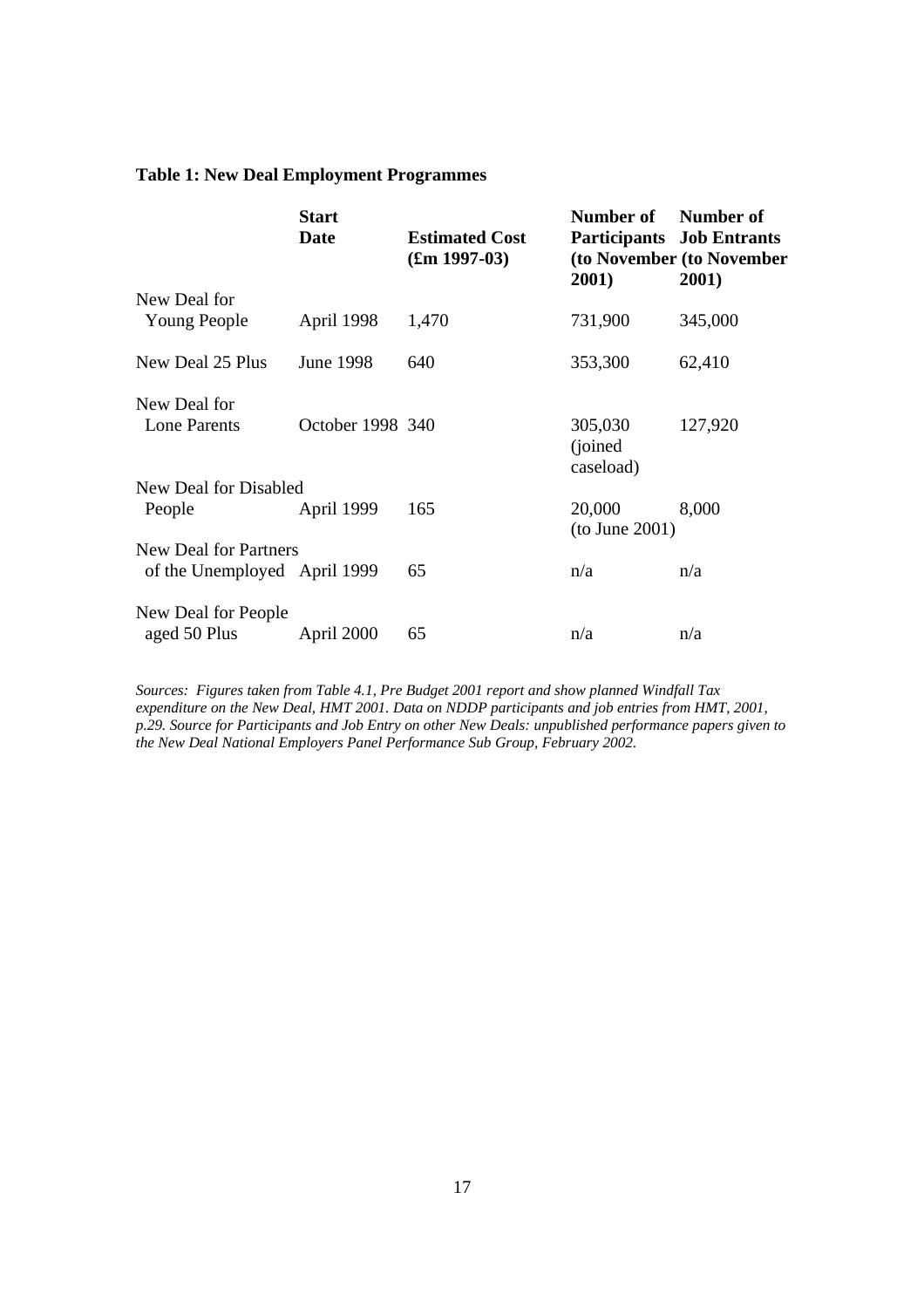**Table 1: New Deal Employment Programmes**

| | Start Date | Estimated Cost (£m 1997-03) | Number of Participants (to November 2001) | Number of Job Entrants (to November 2001) |
|---|---|---|---|---|
| New Deal for Young People | April 1998 | 1,470 | 731,900 | 345,000 |
| New Deal 25 Plus | June 1998 | 640 | 353,300 | 62,410 |
| New Deal for Lone Parents | October 1998 | 340 | 305,030 (joined caseload) | 127,920 |
| New Deal for Disabled People | April 1999 | 165 | 20,000 (to June 2001) | 8,000 |
| New Deal for Partners of the Unemployed | April 1999 | 65 | n/a | n/a |
| New Deal for People aged 50 Plus | April 2000 | 65 | n/a | n/a |

*Sources: Figures taken from Table 4.1, Pre Budget 2001 report and show planned Windfall Tax expenditure on the New Deal, HMT 2001. Data on NDDP participants and job entries from HMT, 2001, p.29. Source for Participants and Job Entry on other New Deals: unpublished performance papers given to the New Deal National Employers Panel Performance Sub Group, February 2002.*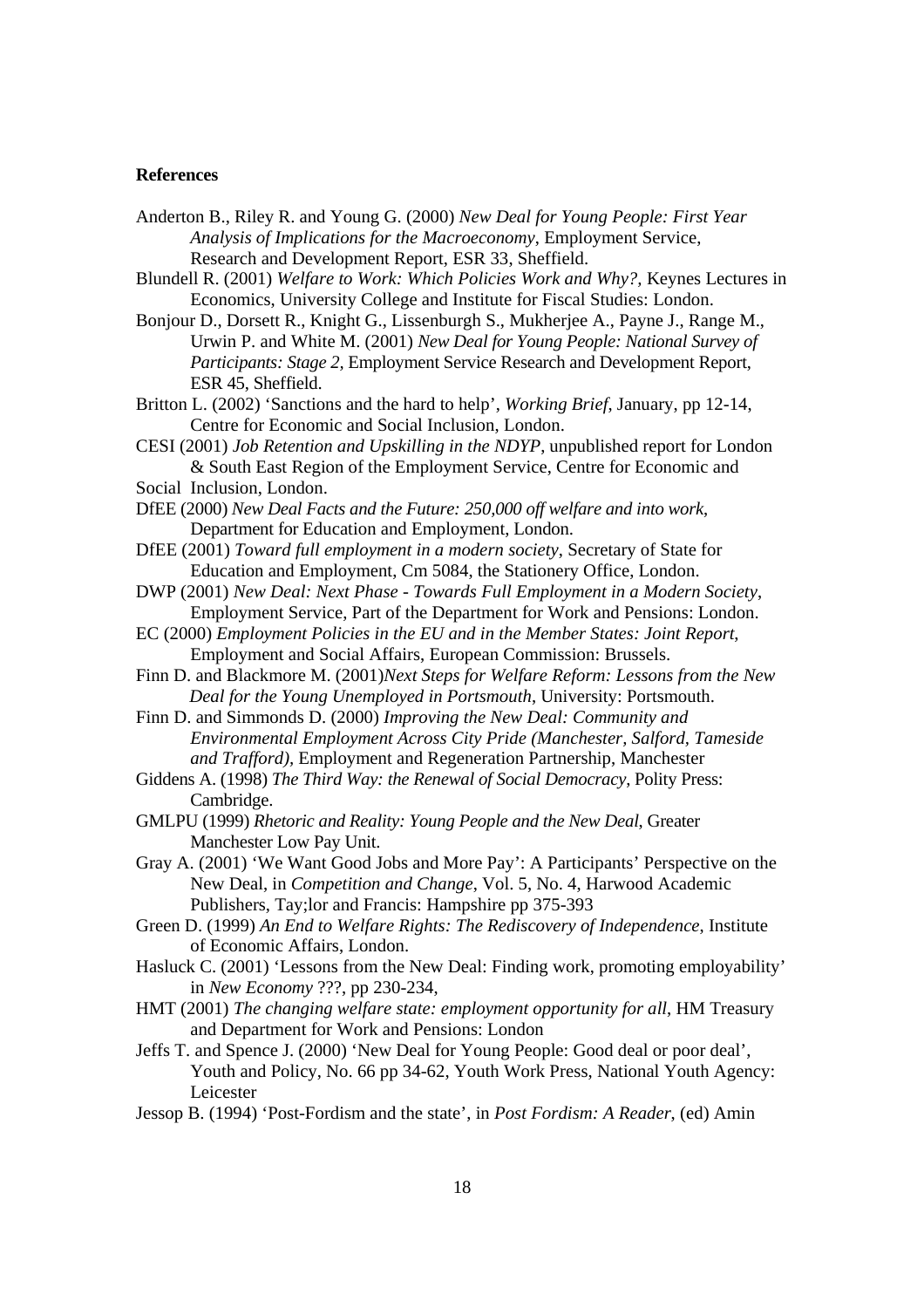**References**

Anderton B., Riley R. and Young G. (2000) *New Deal for Young People: First Year Analysis of Implications for the Macroeconomy*, Employment Service, Research and Development Report, ESR 33, Sheffield.

Blundell R. (2001) *Welfare to Work: Which Policies Work and Why?,* Keynes Lectures in Economics, University College and Institute for Fiscal Studies: London.

Bonjour D., Dorsett R., Knight G., Lissenburgh S., Mukherjee A., Payne J., Range M., Urwin P. and White M. (2001) *New Deal for Young People: National Survey of Participants: Stage 2*, Employment Service Research and Development Report, ESR 45, Sheffield.

Britton L. (2002) 'Sanctions and the hard to help', *Working Brief*, January, pp 12-14, Centre for Economic and Social Inclusion, London.

CESI (2001) *Job Retention and Upskilling in the NDYP*, unpublished report for London & South East Region of the Employment Service, Centre for Economic and Social Inclusion, London.

DfEE (2000) *New Deal Facts and the Future: 250,000 off welfare and into work*, Department for Education and Employment, London.

DfEE (2001) *Toward full employment in a modern society*, Secretary of State for Education and Employment, Cm 5084, the Stationery Office, London.

DWP (2001) *New Deal: Next Phase - Towards Full Employment in a Modern Society*, Employment Service, Part of the Department for Work and Pensions: London.

EC (2000) *Employment Policies in the EU and in the Member States: Joint Report*, Employment and Social Affairs, European Commission: Brussels.

Finn D. and Blackmore M. (2001)*Next Steps for Welfare Reform: Lessons from the New Deal for the Young Unemployed in Portsmouth*, University: Portsmouth.

Finn D. and Simmonds D. (2000) *Improving the New Deal: Community and Environmental Employment Across City Pride (Manchester, Salford, Tameside and Trafford),* Employment and Regeneration Partnership, Manchester

Giddens A. (1998) *The Third Way: the Renewal of Social Democracy*, Polity Press: Cambridge.

GMLPU (1999) *Rhetoric and Reality: Young People and the New Deal*, Greater Manchester Low Pay Unit.

Gray A. (2001) 'We Want Good Jobs and More Pay': A Participants' Perspective on the New Deal, in *Competition and Change*, Vol. 5, No. 4, Harwood Academic Publishers, Tay;lor and Francis: Hampshire pp 375-393

Green D. (1999) *An End to Welfare Rights: The Rediscovery of Independence*, Institute of Economic Affairs, London.

Hasluck C. (2001) 'Lessons from the New Deal: Finding work, promoting employability' in *New Economy* ???, pp 230-234,

HMT (2001) *The changing welfare state: employment opportunity for all*, HM Treasury and Department for Work and Pensions: London

Jeffs T. and Spence J. (2000) 'New Deal for Young People: Good deal or poor deal', Youth and Policy, No. 66 pp 34-62, Youth Work Press, National Youth Agency: Leicester

Jessop B. (1994) 'Post-Fordism and the state', in *Post Fordism: A Reader*, (ed) Amin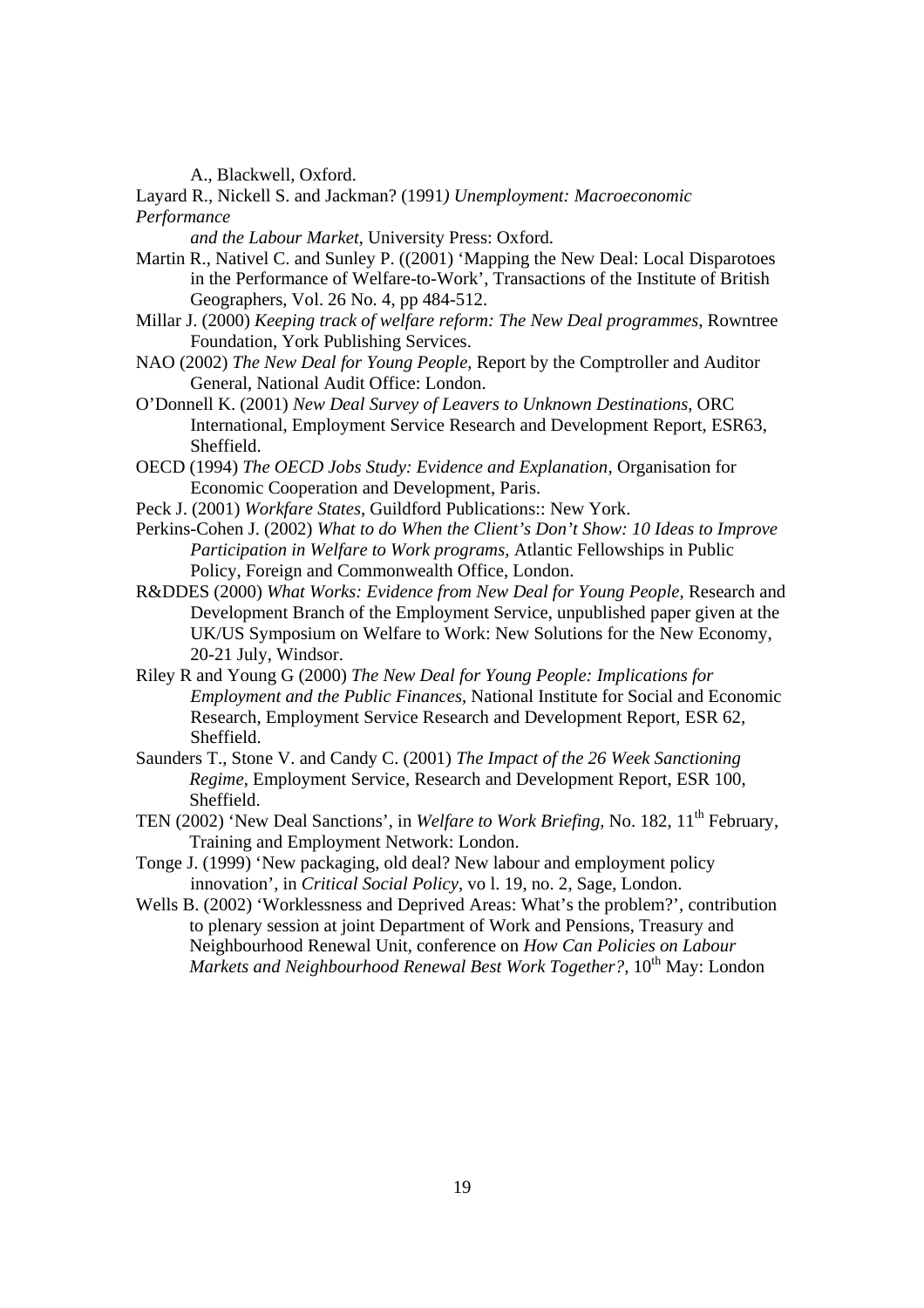A., Blackwell, Oxford.

Layard R., Nickell S. and Jackman? (1991*) Unemployment: Macroeconomic Performance and the Labour Market*, University Press: Oxford.

Martin R., Nativel C. and Sunley P. ((2001) 'Mapping the New Deal: Local Disparotoes in the Performance of Welfare-to-Work', Transactions of the Institute of British Geographers, Vol. 26 No. 4, pp 484-512.

Millar J. (2000) *Keeping track of welfare reform: The New Deal programmes*, Rowntree Foundation, York Publishing Services.

NAO (2002) *The New Deal for Young People*, Report by the Comptroller and Auditor General, National Audit Office: London.

O'Donnell K. (2001) *New Deal Survey of Leavers to Unknown Destinations*, ORC International, Employment Service Research and Development Report, ESR63, Sheffield.

OECD (1994) *The OECD Jobs Study: Evidence and Explanation*, Organisation for Economic Cooperation and Development, Paris.

Peck J. (2001) *Workfare States*, Guildford Publications:: New York.

Perkins-Cohen J. (2002) *What to do When the Client's Don't Show: 10 Ideas to Improve Participation in Welfare to Work programs*, Atlantic Fellowships in Public Policy, Foreign and Commonwealth Office, London.

R&DDES (2000) *What Works: Evidence from New Deal for Young People*, Research and Development Branch of the Employment Service, unpublished paper given at the UK/US Symposium on Welfare to Work: New Solutions for the New Economy, 20-21 July, Windsor.

Riley R and Young G (2000) *The New Deal for Young People: Implications for Employment and the Public Finances*, National Institute for Social and Economic Research, Employment Service Research and Development Report, ESR 62, Sheffield.

Saunders T., Stone V. and Candy C. (2001) *The Impact of the 26 Week Sanctioning Regime*, Employment Service, Research and Development Report, ESR 100, Sheffield.

TEN (2002) 'New Deal Sanctions', in *Welfare to Work Briefing*, No. 182, 11th February, Training and Employment Network: London.

Tonge J. (1999) 'New packaging, old deal? New labour and employment policy innovation', in *Critical Social Policy*, vo l. 19, no. 2, Sage, London.

Wells B. (2002) 'Worklessness and Deprived Areas: What's the problem?', contribution to plenary session at joint Department of Work and Pensions, Treasury and Neighbourhood Renewal Unit, conference on *How Can Policies on Labour Markets and Neighbourhood Renewal Best Work Together?,* 10th May: London